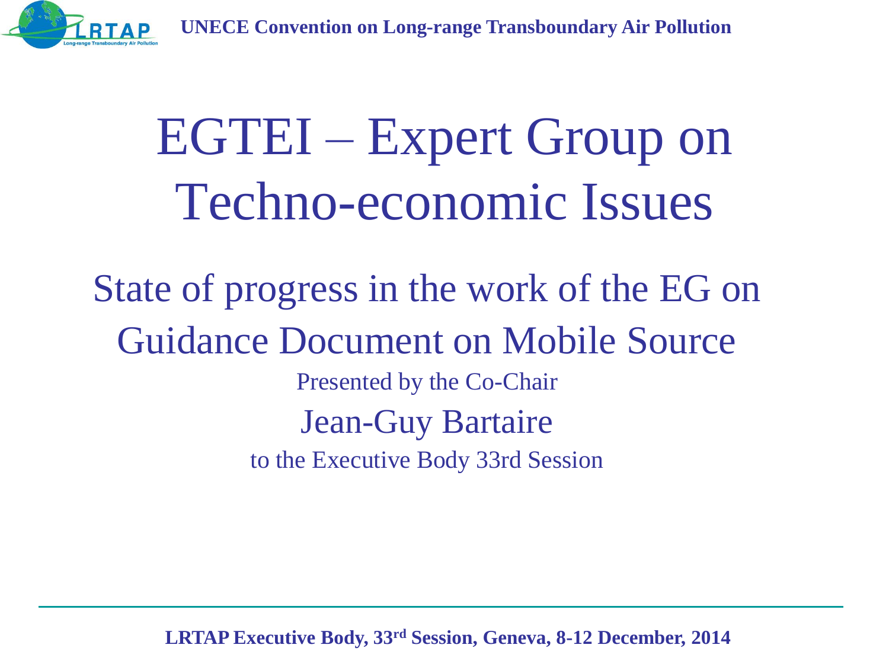UNECE Convention on Long-range Transboundary Air Pollution

# EGTEI – Expert Group on Techno-economic Issues

## State of progress in the work of the EG on Guidance Document on Mobile Source

Presented by the Co-Chair

Jean-Guy Bartaire

to the Executive Body 33rd Session

**LRTAP Executive Body, 33rd Session, Geneva, 8-12 December, 2014**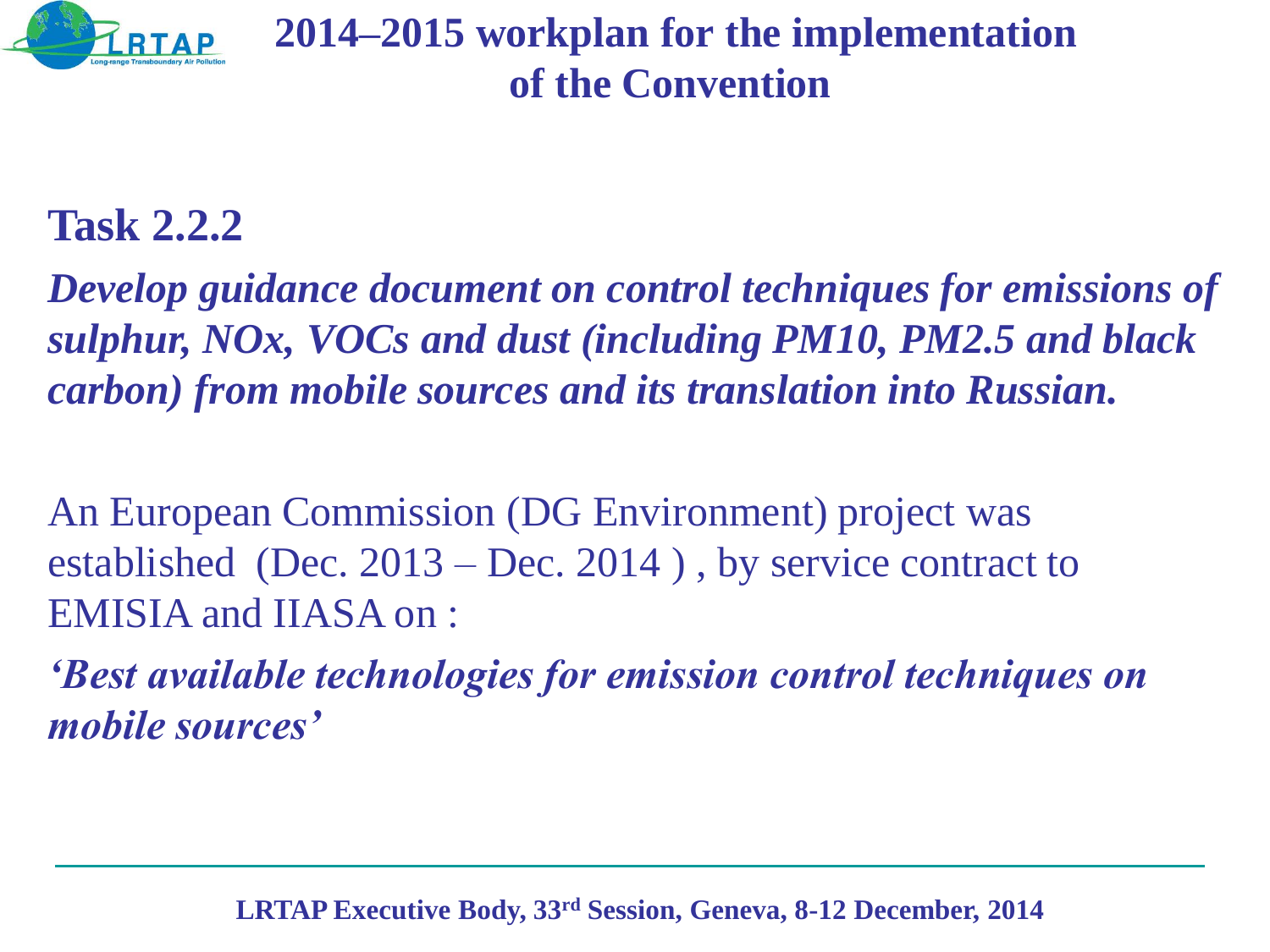# 2014–2015 workplan for the implementation of the Convention

## Task 2.2.2

***Develop guidance document on control techniques for emissions of sulphur, NOx, VOCs and dust (including PM10, PM2.5 and black carbon) from mobile sources and its translation into Russian.***

An European Commission (DG Environment) project was established (Dec. 2013 – Dec. 2014 ) , by service contract to EMISIA and IIASA on :

***'Best available technologies for emission control techniques on mobile sources'***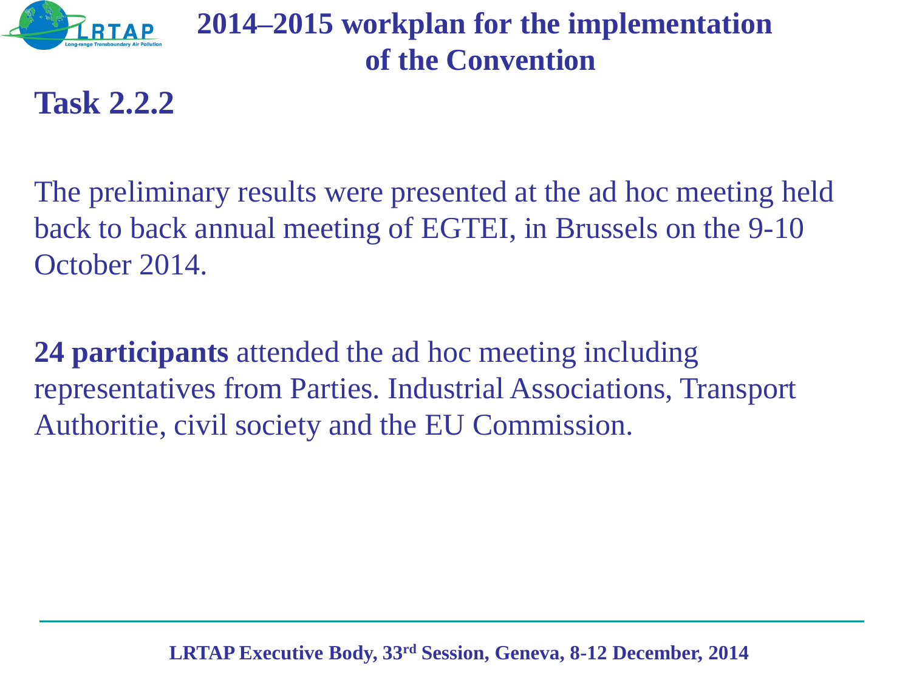# 2014–2015 workplan for the implementation of the Convention

## Task 2.2.2

The preliminary results were presented at the ad hoc meeting held back to back annual meeting of EGTEI, in Brussels on the 9-10 October 2014.

**24 participants** attended the ad hoc meeting including representatives from Parties. Industrial Associations, Transport Authoritie, civil society and the EU Commission.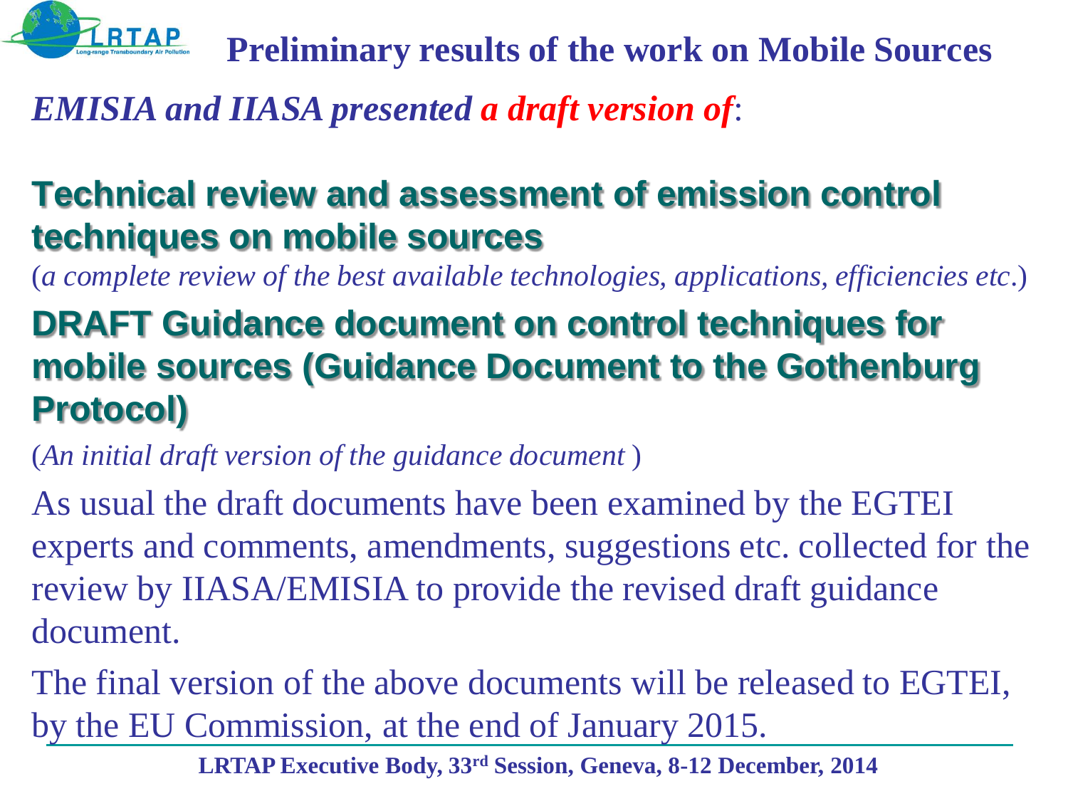# Preliminary results of the work on Mobile Sources

*EMISIA and IIASA presented a draft version of*:

## Technical review and assessment of emission control techniques on mobile sources

(*a complete review of the best available technologies, applications, efficiencies etc*.)

## DRAFT Guidance document on control techniques for mobile sources (Guidance Document to the Gothenburg Protocol)

(*An initial draft version of the guidance document* )

As usual the draft documents have been examined by the EGTEI experts and comments, amendments, suggestions etc. collected for the review by IIASA/EMISIA to provide the revised draft guidance document.

The final version of the above documents will be released to EGTEI, by the EU Commission, at the end of January 2015.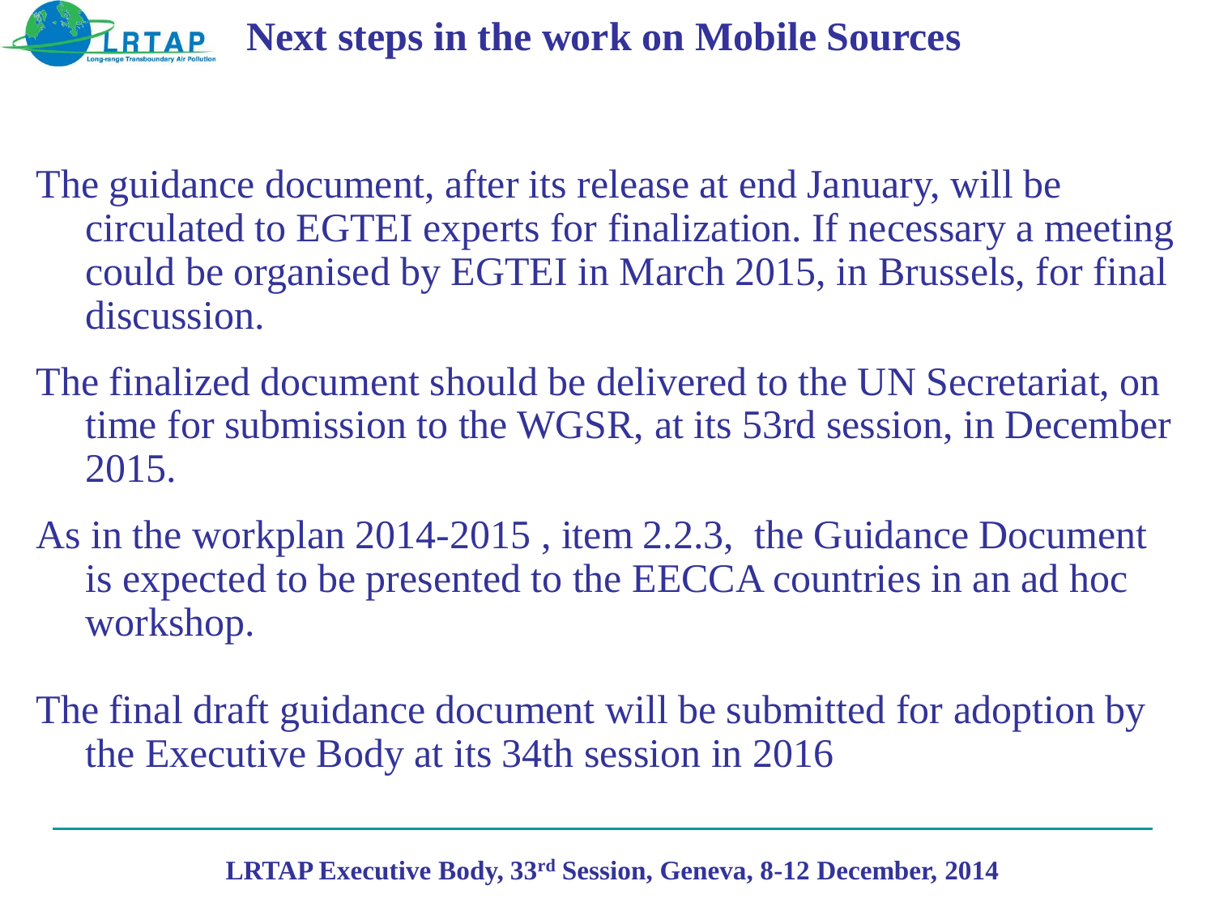# Next steps in the work on Mobile Sources

The guidance document, after its release at end January, will be circulated to EGTEI experts for finalization. If necessary a meeting could be organised by EGTEI in March 2015, in Brussels, for final discussion.

The finalized document should be delivered to the UN Secretariat, on time for submission to the WGSR, at its 53rd session, in December 2015.

As in the workplan 2014-2015 , item 2.2.3, the Guidance Document is expected to be presented to the EECCA countries in an ad hoc workshop.

The final draft guidance document will be submitted for adoption by the Executive Body at its 34th session in 2016